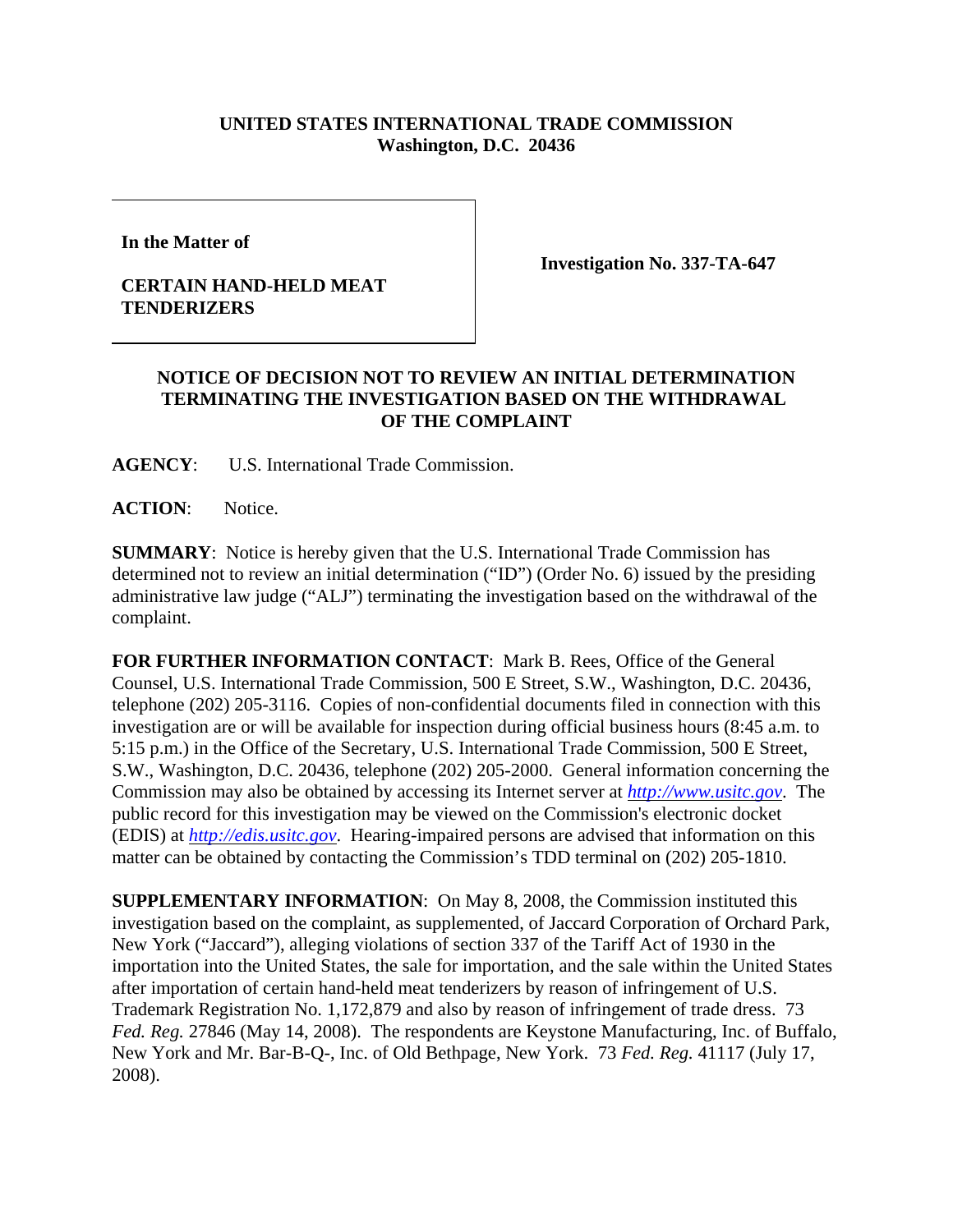**UNITED STATES INTERNATIONAL TRADE COMMISSION**
**Washington, D.C. 20436**

| | |
|---|---|
| **In the Matter of**<br><br>**CERTAIN HAND-HELD MEAT TENDERIZERS** | **Investigation No. 337-TA-647** |

**NOTICE OF DECISION NOT TO REVIEW AN INITIAL DETERMINATION TERMINATING THE INVESTIGATION BASED ON THE WITHDRAWAL OF THE COMPLAINT**

**AGENCY**: U.S. International Trade Commission.

**ACTION**: Notice.

**SUMMARY**: Notice is hereby given that the U.S. International Trade Commission has determined not to review an initial determination ("ID") (Order No. 6) issued by the presiding administrative law judge ("ALJ") terminating the investigation based on the withdrawal of the complaint.

**FOR FURTHER INFORMATION CONTACT**: Mark B. Rees, Office of the General Counsel, U.S. International Trade Commission, 500 E Street, S.W., Washington, D.C. 20436, telephone (202) 205-3116. Copies of non-confidential documents filed in connection with this investigation are or will be available for inspection during official business hours (8:45 a.m. to 5:15 p.m.) in the Office of the Secretary, U.S. International Trade Commission, 500 E Street, S.W., Washington, D.C. 20436, telephone (202) 205-2000. General information concerning the Commission may also be obtained by accessing its Internet server at *http://www.usitc.gov*. The public record for this investigation may be viewed on the Commission's electronic docket (EDIS) at *http://edis.usitc.gov.* Hearing-impaired persons are advised that information on this matter can be obtained by contacting the Commission's TDD terminal on (202) 205-1810.

**SUPPLEMENTARY INFORMATION**: On May 8, 2008, the Commission instituted this investigation based on the complaint, as supplemented, of Jaccard Corporation of Orchard Park, New York ("Jaccard"), alleging violations of section 337 of the Tariff Act of 1930 in the importation into the United States, the sale for importation, and the sale within the United States after importation of certain hand-held meat tenderizers by reason of infringement of U.S. Trademark Registration No. 1,172,879 and also by reason of infringement of trade dress. 73 *Fed. Reg.* 27846 (May 14, 2008). The respondents are Keystone Manufacturing, Inc. of Buffalo, New York and Mr. Bar-B-Q-, Inc. of Old Bethpage, New York. 73 *Fed. Reg.* 41117 (July 17, 2008).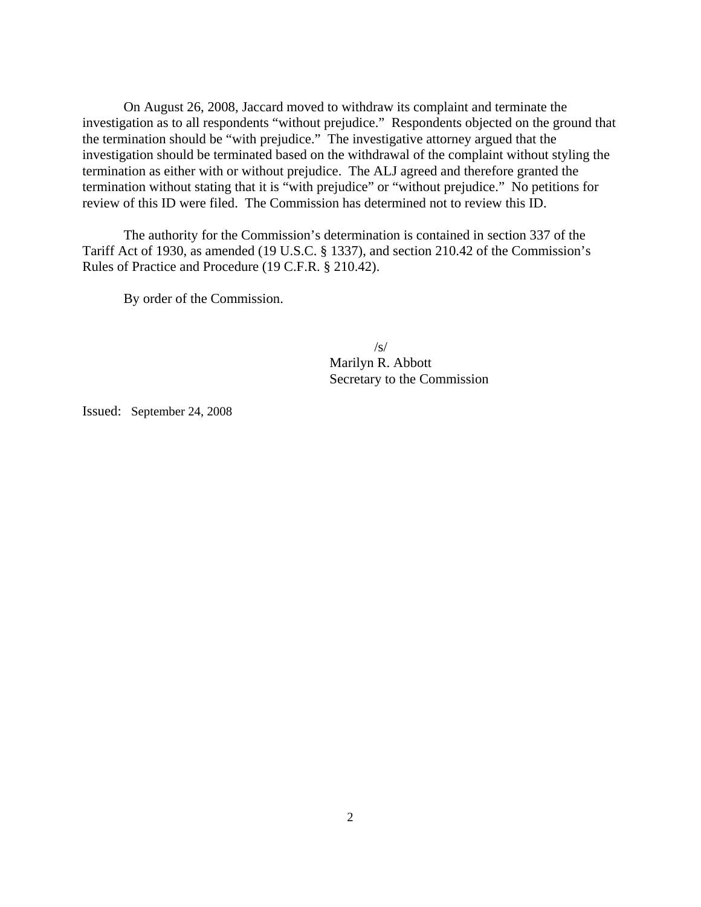On August 26, 2008, Jaccard moved to withdraw its complaint and terminate the investigation as to all respondents "without prejudice." Respondents objected on the ground that the termination should be "with prejudice." The investigative attorney argued that the investigation should be terminated based on the withdrawal of the complaint without styling the termination as either with or without prejudice. The ALJ agreed and therefore granted the termination without stating that it is "with prejudice" or "without prejudice." No petitions for review of this ID were filed. The Commission has determined not to review this ID.

The authority for the Commission's determination is contained in section 337 of the Tariff Act of 1930, as amended (19 U.S.C. § 1337), and section 210.42 of the Commission's Rules of Practice and Procedure (19 C.F.R. § 210.42).

By order of the Commission.

/s/
Marilyn R. Abbott
Secretary to the Commission

Issued: September 24, 2008